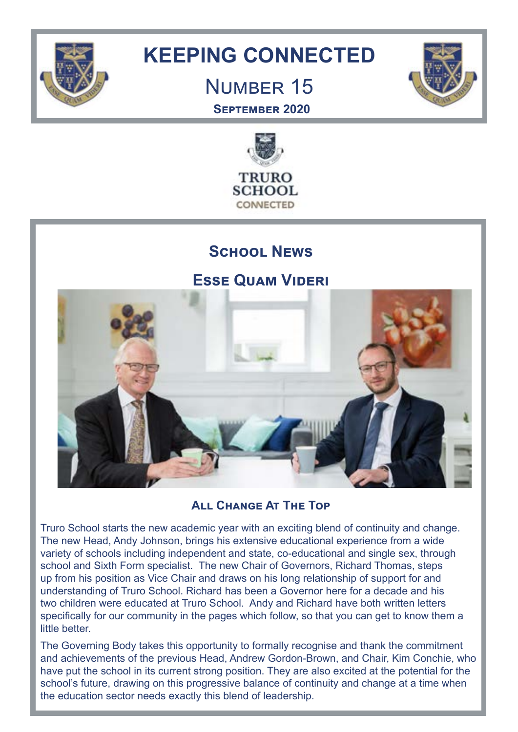# KEEPING CONNECTED

## Number 15

**September 2020**

TRURO SCHOOL CONNECTED

## School News

### Esse Quam Videri

#### All Change At The Top

Truro School starts the new academic year with an exciting blend of continuity and change. The new Head, Andy Johnson, brings his extensive educational experience from a wide variety of schools including independent and state, co-educational and single sex, through school and Sixth Form specialist. The new Chair of Governors, Richard Thomas, steps up from his position as Vice Chair and draws on his long relationship of support for and understanding of Truro School. Richard has been a Governor here for a decade and his two children were educated at Truro School. Andy and Richard have both written letters specifically for our community in the pages which follow, so that you can get to know them a little better.

The Governing Body takes this opportunity to formally recognise and thank the commitment and achievements of the previous Head, Andrew Gordon-Brown, and Chair, Kim Conchie, who have put the school in its current strong position. They are also excited at the potential for the school's future, drawing on this progressive balance of continuity and change at a time when the education sector needs exactly this blend of leadership.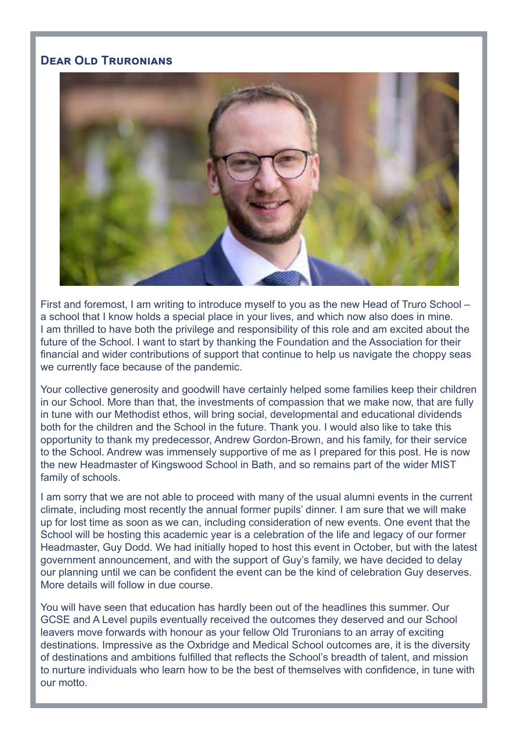## Dear Old Truronians

First and foremost, I am writing to introduce myself to you as the new Head of Truro School – a school that I know holds a special place in your lives, and which now also does in mine. I am thrilled to have both the privilege and responsibility of this role and am excited about the future of the School. I want to start by thanking the Foundation and the Association for their financial and wider contributions of support that continue to help us navigate the choppy seas we currently face because of the pandemic.

Your collective generosity and goodwill have certainly helped some families keep their children in our School. More than that, the investments of compassion that we make now, that are fully in tune with our Methodist ethos, will bring social, developmental and educational dividends both for the children and the School in the future. Thank you. I would also like to take this opportunity to thank my predecessor, Andrew Gordon-Brown, and his family, for their service to the School. Andrew was immensely supportive of me as I prepared for this post. He is now the new Headmaster of Kingswood School in Bath, and so remains part of the wider MIST family of schools.

I am sorry that we are not able to proceed with many of the usual alumni events in the current climate, including most recently the annual former pupils' dinner. I am sure that we will make up for lost time as soon as we can, including consideration of new events. One event that the School will be hosting this academic year is a celebration of the life and legacy of our former Headmaster, Guy Dodd. We had initially hoped to host this event in October, but with the latest government announcement, and with the support of Guy's family, we have decided to delay our planning until we can be confident the event can be the kind of celebration Guy deserves. More details will follow in due course.

You will have seen that education has hardly been out of the headlines this summer. Our GCSE and A Level pupils eventually received the outcomes they deserved and our School leavers move forwards with honour as your fellow Old Truronians to an array of exciting destinations. Impressive as the Oxbridge and Medical School outcomes are, it is the diversity of destinations and ambitions fulfilled that reflects the School's breadth of talent, and mission to nurture individuals who learn how to be the best of themselves with confidence, in tune with our motto.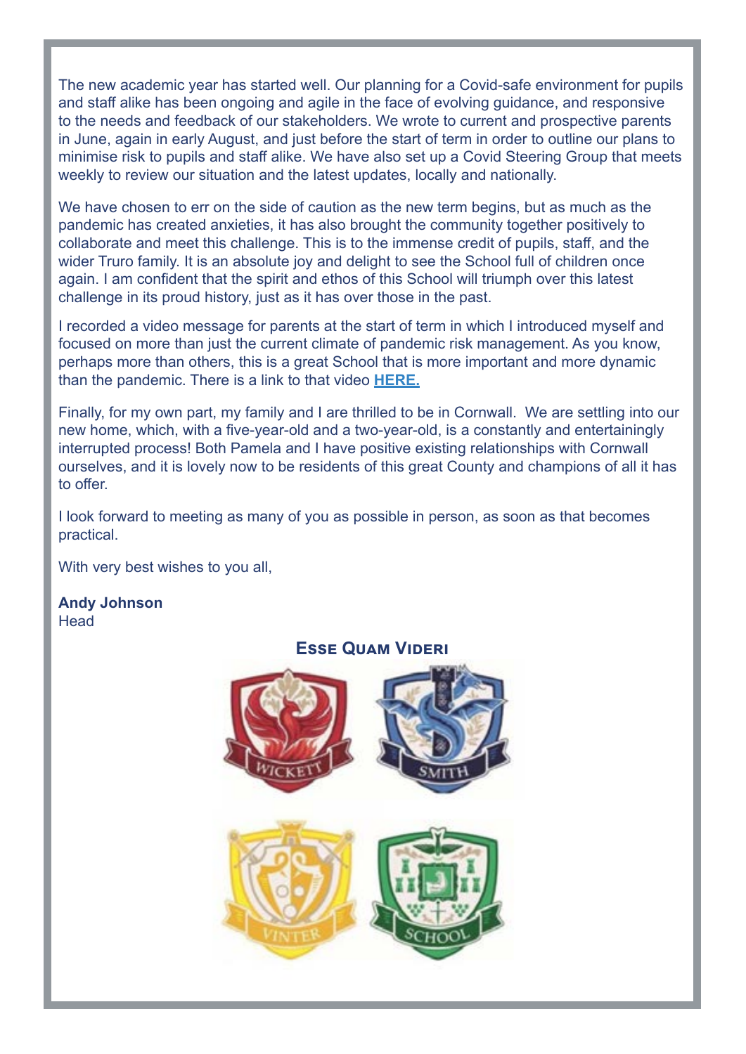The new academic year has started well. Our planning for a Covid-safe environment for pupils and staff alike has been ongoing and agile in the face of evolving guidance, and responsive to the needs and feedback of our stakeholders. We wrote to current and prospective parents in June, again in early August, and just before the start of term in order to outline our plans to minimise risk to pupils and staff alike. We have also set up a Covid Steering Group that meets weekly to review our situation and the latest updates, locally and nationally.

We have chosen to err on the side of caution as the new term begins, but as much as the pandemic has created anxieties, it has also brought the community together positively to collaborate and meet this challenge. This is to the immense credit of pupils, staff, and the wider Truro family. It is an absolute joy and delight to see the School full of children once again. I am confident that the spirit and ethos of this School will triumph over this latest challenge in its proud history, just as it has over those in the past.

I recorded a video message for parents at the start of term in which I introduced myself and focused on more than just the current climate of pandemic risk management. As you know, perhaps more than others, this is a great School that is more important and more dynamic than the pandemic. There is a link to that video **HERE.**

Finally, for my own part, my family and I are thrilled to be in Cornwall. We are settling into our new home, which, with a five-year-old and a two-year-old, is a constantly and entertainingly interrupted process! Both Pamela and I have positive existing relationships with Cornwall ourselves, and it is lovely now to be residents of this great County and champions of all it has to offer.

I look forward to meeting as many of you as possible in person, as soon as that becomes practical.

With very best wishes to you all,

**Andy Johnson**
Head

**Esse Quam Videri**

WICKETT SMITH VINTER SCHOOL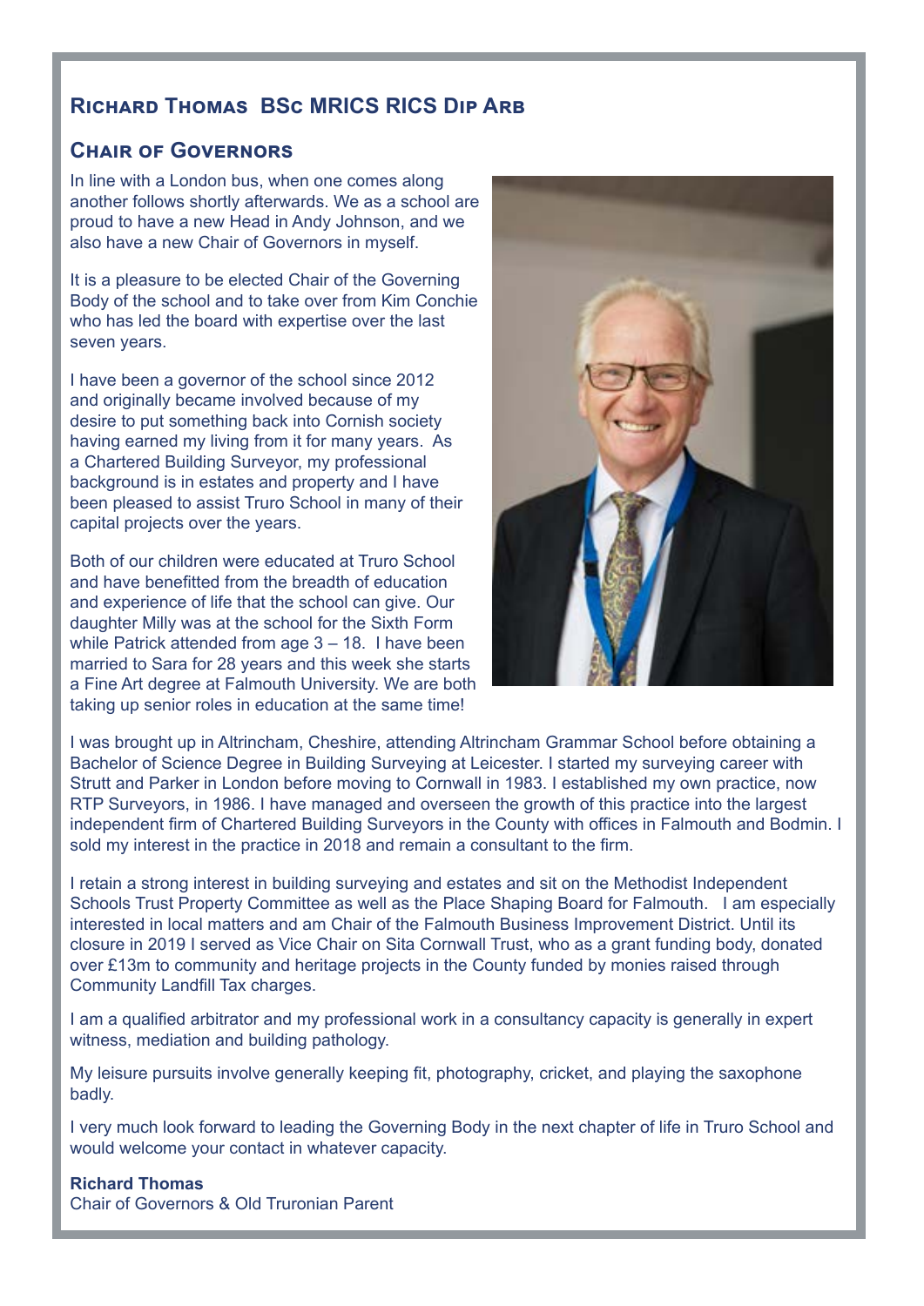## Richard Thomas BSc MRICS RICS Dip Arb

### Chair of Governors

In line with a London bus, when one comes along another follows shortly afterwards. We as a school are proud to have a new Head in Andy Johnson, and we also have a new Chair of Governors in myself.

It is a pleasure to be elected Chair of the Governing Body of the school and to take over from Kim Conchie who has led the board with expertise over the last seven years.

I have been a governor of the school since 2012 and originally became involved because of my desire to put something back into Cornish society having earned my living from it for many years. As a Chartered Building Surveyor, my professional background is in estates and property and I have been pleased to assist Truro School in many of their capital projects over the years.

Both of our children were educated at Truro School and have benefitted from the breadth of education and experience of life that the school can give. Our daughter Milly was at the school for the Sixth Form while Patrick attended from age 3 – 18. I have been married to Sara for 28 years and this week she starts a Fine Art degree at Falmouth University. We are both taking up senior roles in education at the same time!

I was brought up in Altrincham, Cheshire, attending Altrincham Grammar School before obtaining a Bachelor of Science Degree in Building Surveying at Leicester. I started my surveying career with Strutt and Parker in London before moving to Cornwall in 1983. I established my own practice, now RTP Surveyors, in 1986. I have managed and overseen the growth of this practice into the largest independent firm of Chartered Building Surveyors in the County with offices in Falmouth and Bodmin. I sold my interest in the practice in 2018 and remain a consultant to the firm.

I retain a strong interest in building surveying and estates and sit on the Methodist Independent Schools Trust Property Committee as well as the Place Shaping Board for Falmouth. I am especially interested in local matters and am Chair of the Falmouth Business Improvement District. Until its closure in 2019 I served as Vice Chair on Sita Cornwall Trust, who as a grant funding body, donated over £13m to community and heritage projects in the County funded by monies raised through Community Landfill Tax charges.

I am a qualified arbitrator and my professional work in a consultancy capacity is generally in expert witness, mediation and building pathology.

My leisure pursuits involve generally keeping fit, photography, cricket, and playing the saxophone badly.

I very much look forward to leading the Governing Body in the next chapter of life in Truro School and would welcome your contact in whatever capacity.

**Richard Thomas**
Chair of Governors & Old Truronian Parent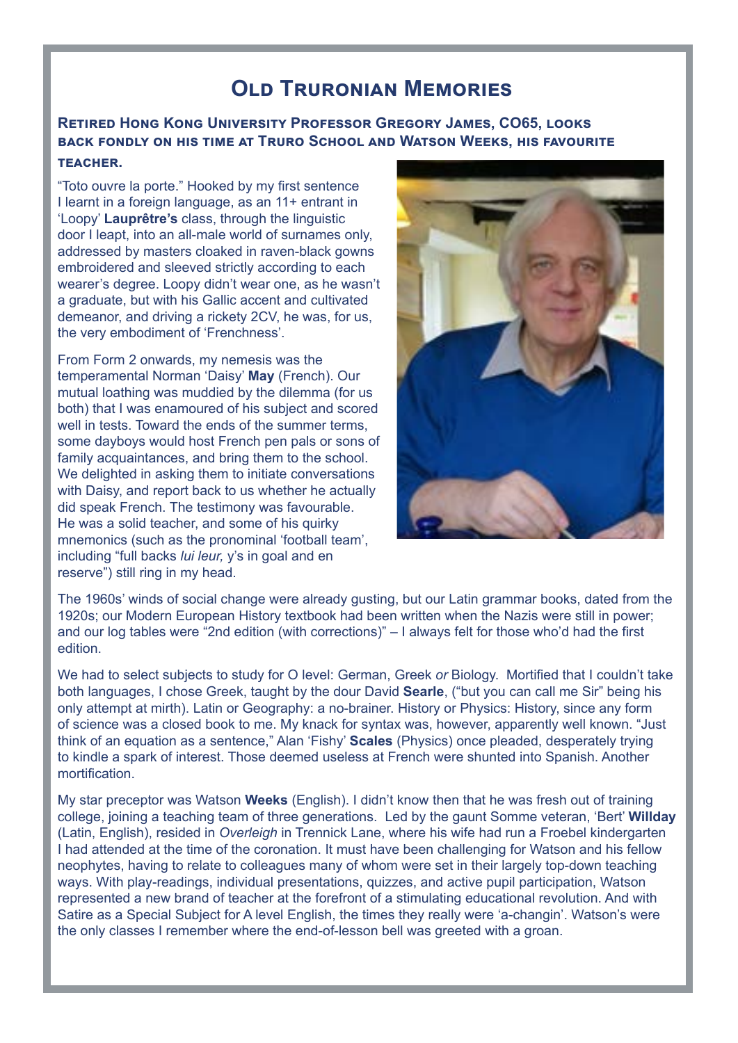# Old Truronian Memories

### Retired Hong Kong University Professor Gregory James, CO65, looks back fondly on his time at Truro School and Watson Weeks, his favourite teacher.

"Toto ouvre la porte." Hooked by my first sentence I learnt in a foreign language, as an 11+ entrant in 'Loopy' **Lauprêtre's** class, through the linguistic door I leapt, into an all-male world of surnames only, addressed by masters cloaked in raven-black gowns embroidered and sleeved strictly according to each wearer's degree. Loopy didn't wear one, as he wasn't a graduate, but with his Gallic accent and cultivated demeanor, and driving a rickety 2CV, he was, for us, the very embodiment of 'Frenchness'.

From Form 2 onwards, my nemesis was the temperamental Norman 'Daisy' **May** (French). Our mutual loathing was muddied by the dilemma (for us both) that I was enamoured of his subject and scored well in tests. Toward the ends of the summer terms, some dayboys would host French pen pals or sons of family acquaintances, and bring them to the school. We delighted in asking them to initiate conversations with Daisy, and report back to us whether he actually did speak French. The testimony was favourable. He was a solid teacher, and some of his quirky mnemonics (such as the pronominal 'football team', including "full backs *lui leur,* y's in goal and en reserve") still ring in my head.

The 1960s' winds of social change were already gusting, but our Latin grammar books, dated from the 1920s; our Modern European History textbook had been written when the Nazis were still in power; and our log tables were "2nd edition (with corrections)" – I always felt for those who'd had the first edition.

We had to select subjects to study for O level: German, Greek *or* Biology. Mortified that I couldn't take both languages, I chose Greek, taught by the dour David **Searle**, ("but you can call me Sir" being his only attempt at mirth). Latin or Geography: a no-brainer. History or Physics: History, since any form of science was a closed book to me. My knack for syntax was, however, apparently well known. "Just think of an equation as a sentence," Alan 'Fishy' **Scales** (Physics) once pleaded, desperately trying to kindle a spark of interest. Those deemed useless at French were shunted into Spanish. Another mortification.

My star preceptor was Watson **Weeks** (English). I didn't know then that he was fresh out of training college, joining a teaching team of three generations. Led by the gaunt Somme veteran, 'Bert' **Willday** (Latin, English), resided in *Overleigh* in Trennick Lane, where his wife had run a Froebel kindergarten I had attended at the time of the coronation. It must have been challenging for Watson and his fellow neophytes, having to relate to colleagues many of whom were set in their largely top-down teaching ways. With play-readings, individual presentations, quizzes, and active pupil participation, Watson represented a new brand of teacher at the forefront of a stimulating educational revolution. And with Satire as a Special Subject for A level English, the times they really were 'a-changin'. Watson's were the only classes I remember where the end-of-lesson bell was greeted with a groan.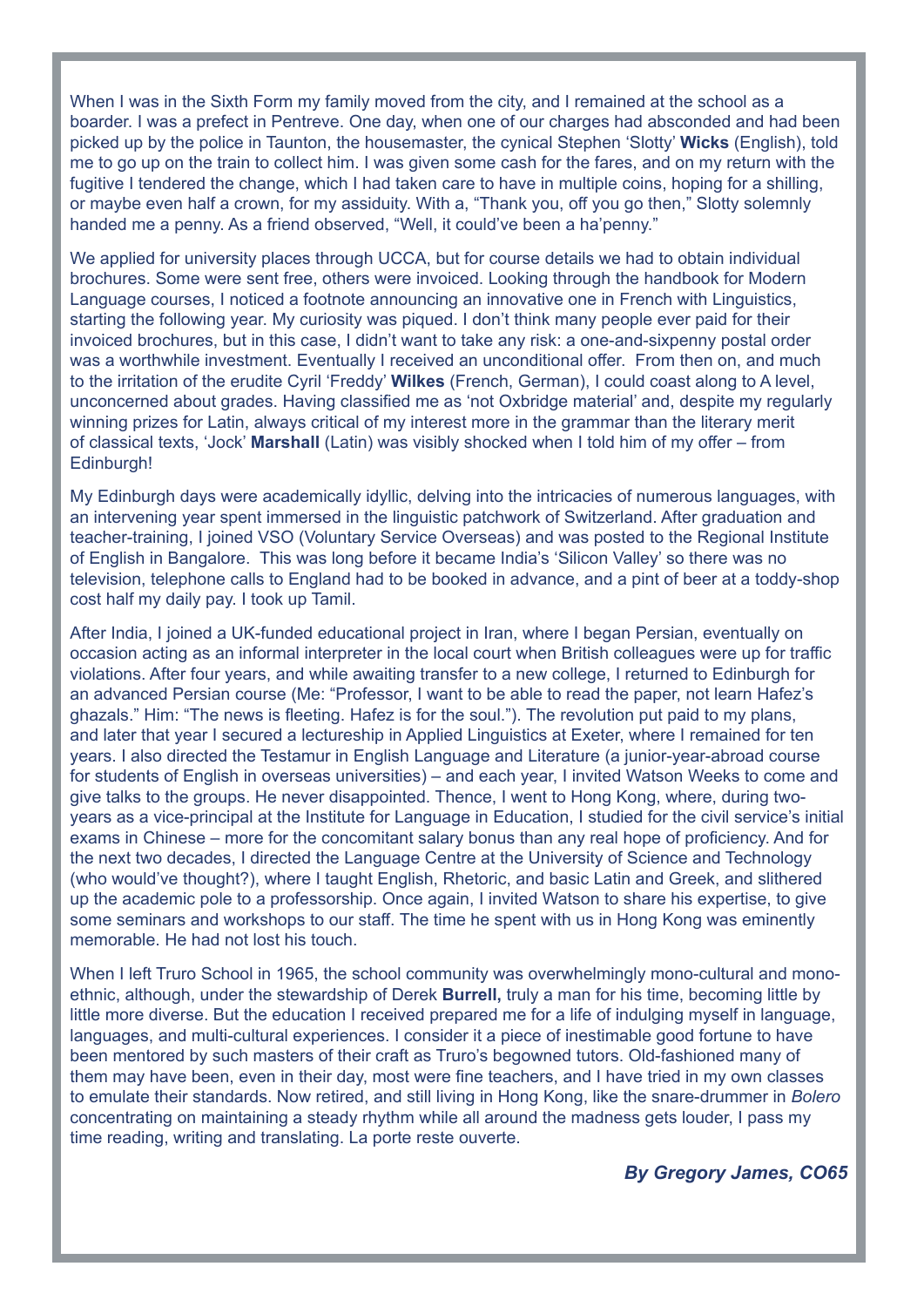When I was in the Sixth Form my family moved from the city, and I remained at the school as a boarder. I was a prefect in Pentreve. One day, when one of our charges had absconded and had been picked up by the police in Taunton, the housemaster, the cynical Stephen 'Slotty' **Wicks** (English), told me to go up on the train to collect him. I was given some cash for the fares, and on my return with the fugitive I tendered the change, which I had taken care to have in multiple coins, hoping for a shilling, or maybe even half a crown, for my assiduity. With a, "Thank you, off you go then," Slotty solemnly handed me a penny. As a friend observed, "Well, it could've been a ha'penny."

We applied for university places through UCCA, but for course details we had to obtain individual brochures. Some were sent free, others were invoiced. Looking through the handbook for Modern Language courses, I noticed a footnote announcing an innovative one in French with Linguistics, starting the following year. My curiosity was piqued. I don't think many people ever paid for their invoiced brochures, but in this case, I didn't want to take any risk: a one-and-sixpenny postal order was a worthwhile investment. Eventually I received an unconditional offer. From then on, and much to the irritation of the erudite Cyril 'Freddy' **Wilkes** (French, German), I could coast along to A level, unconcerned about grades. Having classified me as 'not Oxbridge material' and, despite my regularly winning prizes for Latin, always critical of my interest more in the grammar than the literary merit of classical texts, 'Jock' **Marshall** (Latin) was visibly shocked when I told him of my offer – from Edinburgh!

My Edinburgh days were academically idyllic, delving into the intricacies of numerous languages, with an intervening year spent immersed in the linguistic patchwork of Switzerland. After graduation and teacher-training, I joined VSO (Voluntary Service Overseas) and was posted to the Regional Institute of English in Bangalore. This was long before it became India's 'Silicon Valley' so there was no television, telephone calls to England had to be booked in advance, and a pint of beer at a toddy-shop cost half my daily pay. I took up Tamil.

After India, I joined a UK-funded educational project in Iran, where I began Persian, eventually on occasion acting as an informal interpreter in the local court when British colleagues were up for traffic violations. After four years, and while awaiting transfer to a new college, I returned to Edinburgh for an advanced Persian course (Me: "Professor, I want to be able to read the paper, not learn Hafez's ghazals." Him: "The news is fleeting. Hafez is for the soul."). The revolution put paid to my plans, and later that year I secured a lectureship in Applied Linguistics at Exeter, where I remained for ten years. I also directed the Testamur in English Language and Literature (a junior-year-abroad course for students of English in overseas universities) – and each year, I invited Watson Weeks to come and give talks to the groups. He never disappointed. Thence, I went to Hong Kong, where, during two-years as a vice-principal at the Institute for Language in Education, I studied for the civil service's initial exams in Chinese – more for the concomitant salary bonus than any real hope of proficiency. And for the next two decades, I directed the Language Centre at the University of Science and Technology (who would've thought?), where I taught English, Rhetoric, and basic Latin and Greek, and slithered up the academic pole to a professorship. Once again, I invited Watson to share his expertise, to give some seminars and workshops to our staff. The time he spent with us in Hong Kong was eminently memorable. He had not lost his touch.

When I left Truro School in 1965, the school community was overwhelmingly mono-cultural and mono-ethnic, although, under the stewardship of Derek **Burrell,** truly a man for his time, becoming little by little more diverse. But the education I received prepared me for a life of indulging myself in language, languages, and multi-cultural experiences. I consider it a piece of inestimable good fortune to have been mentored by such masters of their craft as Truro's begowned tutors. Old-fashioned many of them may have been, even in their day, most were fine teachers, and I have tried in my own classes to emulate their standards. Now retired, and still living in Hong Kong, like the snare-drummer in *Bolero* concentrating on maintaining a steady rhythm while all around the madness gets louder, I pass my time reading, writing and translating. La porte reste ouverte.

***By Gregory James, CO65***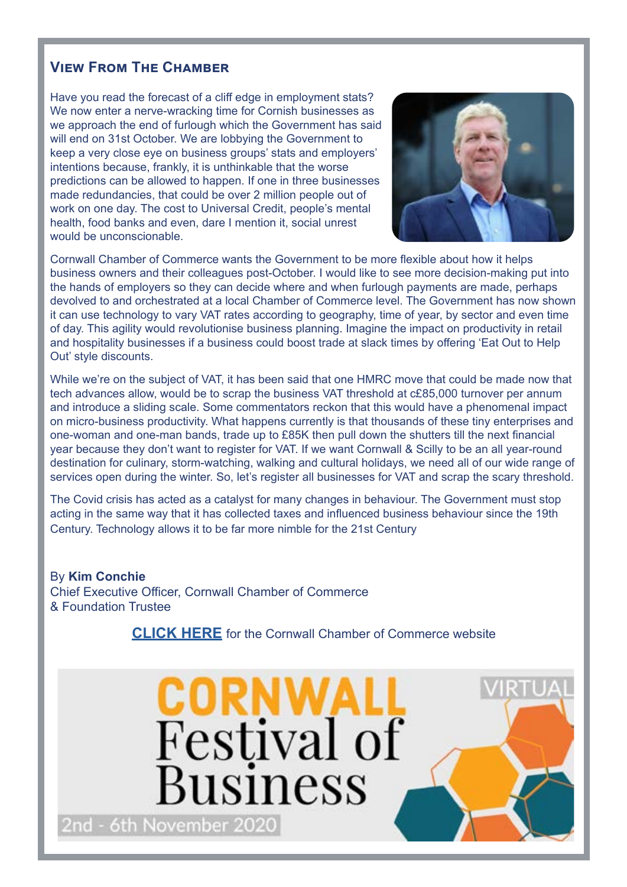## View From The Chamber

Have you read the forecast of a cliff edge in employment stats? We now enter a nerve-wracking time for Cornish businesses as we approach the end of furlough which the Government has said will end on 31st October. We are lobbying the Government to keep a very close eye on business groups' stats and employers' intentions because, frankly, it is unthinkable that the worse predictions can be allowed to happen. If one in three businesses made redundancies, that could be over 2 million people out of work on one day. The cost to Universal Credit, people's mental health, food banks and even, dare I mention it, social unrest would be unconscionable.

Cornwall Chamber of Commerce wants the Government to be more flexible about how it helps business owners and their colleagues post-October. I would like to see more decision-making put into the hands of employers so they can decide where and when furlough payments are made, perhaps devolved to and orchestrated at a local Chamber of Commerce level. The Government has now shown it can use technology to vary VAT rates according to geography, time of year, by sector and even time of day. This agility would revolutionise business planning. Imagine the impact on productivity in retail and hospitality businesses if a business could boost trade at slack times by offering 'Eat Out to Help Out' style discounts.

While we're on the subject of VAT, it has been said that one HMRC move that could be made now that tech advances allow, would be to scrap the business VAT threshold at c£85,000 turnover per annum and introduce a sliding scale. Some commentators reckon that this would have a phenomenal impact on micro-business productivity. What happens currently is that thousands of these tiny enterprises and one-woman and one-man bands, trade up to £85K then pull down the shutters till the next financial year because they don't want to register for VAT. If we want Cornwall & Scilly to be an all year-round destination for culinary, storm-watching, walking and cultural holidays, we need all of our wide range of services open during the winter. So, let's register all businesses for VAT and scrap the scary threshold.

The Covid crisis has acted as a catalyst for many changes in behaviour. The Government must stop acting in the same way that it has collected taxes and influenced business behaviour since the 19th Century. Technology allows it to be far more nimble for the 21st Century

By **Kim Conchie**
Chief Executive Officer, Cornwall Chamber of Commerce
& Foundation Trustee

**CLICK HERE** for the Cornwall Chamber of Commerce website

CORNWALL Festival of Business

VIRTUAL

2nd - 6th November 2020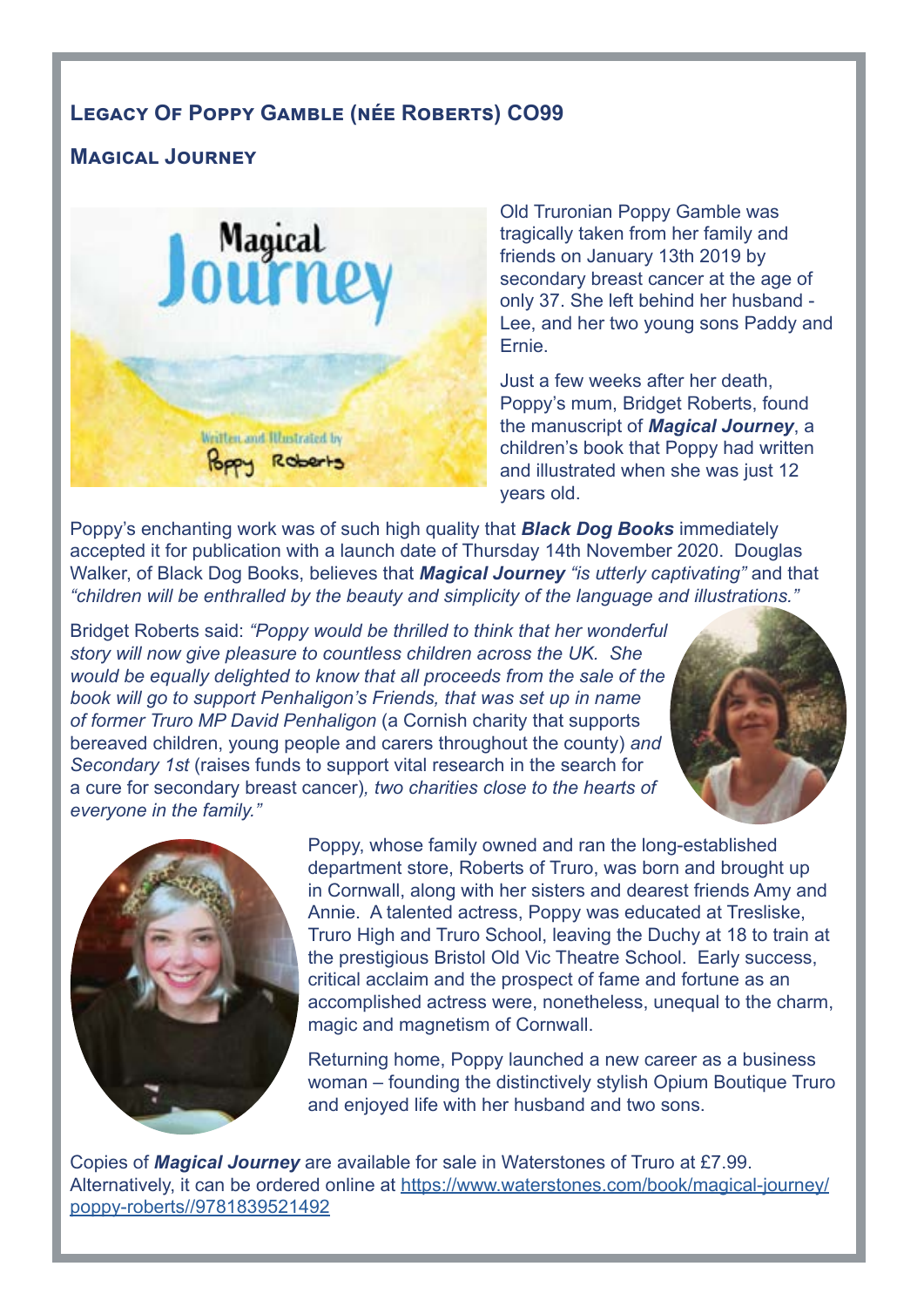## Legacy Of Poppy Gamble (née Roberts) CO99

### Magical Journey

Old Truronian Poppy Gamble was tragically taken from her family and friends on January 13th 2019 by secondary breast cancer at the age of only 37. She left behind her husband - Lee, and her two young sons Paddy and Ernie.

Just a few weeks after her death, Poppy's mum, Bridget Roberts, found the manuscript of ***Magical Journey***, a children's book that Poppy had written and illustrated when she was just 12 years old.

Poppy's enchanting work was of such high quality that ***Black Dog Books*** immediately accepted it for publication with a launch date of Thursday 14th November 2020. Douglas Walker, of Black Dog Books, believes that ***Magical Journey*** *"is utterly captivating"* and that *"children will be enthralled by the beauty and simplicity of the language and illustrations."*

Bridget Roberts said: *"Poppy would be thrilled to think that her wonderful story will now give pleasure to countless children across the UK. She would be equally delighted to know that all proceeds from the sale of the book will go to support Penhaligon's Friends, that was set up in name of former Truro MP David Penhaligon* (a Cornish charity that supports bereaved children, young people and carers throughout the county) *and Secondary 1st* (raises funds to support vital research in the search for a cure for secondary breast cancer)*, two charities close to the hearts of everyone in the family."*

Poppy, whose family owned and ran the long-established department store, Roberts of Truro, was born and brought up in Cornwall, along with her sisters and dearest friends Amy and Annie. A talented actress, Poppy was educated at Tresliske, Truro High and Truro School, leaving the Duchy at 18 to train at the prestigious Bristol Old Vic Theatre School. Early success, critical acclaim and the prospect of fame and fortune as an accomplished actress were, nonetheless, unequal to the charm, magic and magnetism of Cornwall.

Returning home, Poppy launched a new career as a business woman – founding the distinctively stylish Opium Boutique Truro and enjoyed life with her husband and two sons.

Copies of ***Magical Journey*** are available for sale in Waterstones of Truro at £7.99. Alternatively, it can be ordered online at https://www.waterstones.com/book/magical-journey/poppy-roberts//9781839521492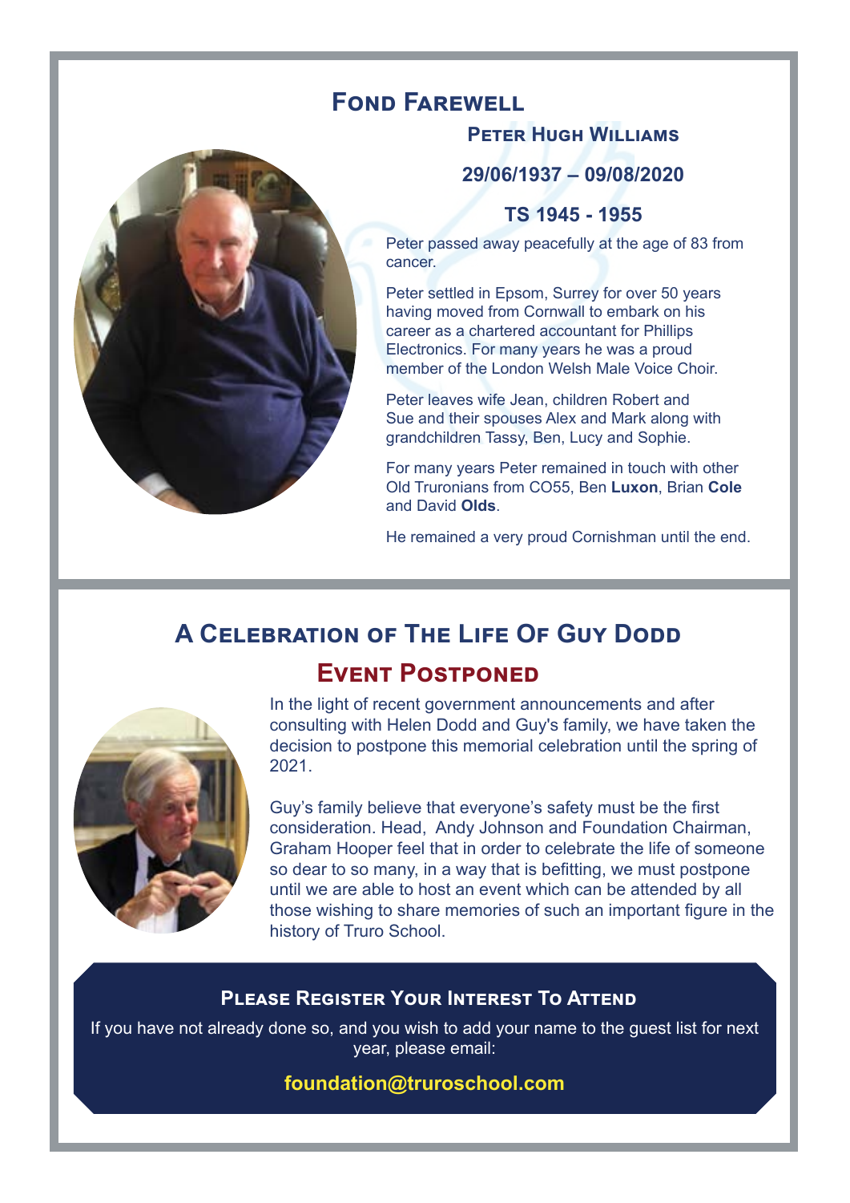# Fond Farewell

## Peter Hugh Williams

**29/06/1937 – 09/08/2020**

**TS 1945 - 1955**

Peter passed away peacefully at the age of 83 from cancer.

Peter settled in Epsom, Surrey for over 50 years having moved from Cornwall to embark on his career as a chartered accountant for Phillips Electronics. For many years he was a proud member of the London Welsh Male Voice Choir.

Peter leaves wife Jean, children Robert and Sue and their spouses Alex and Mark along with grandchildren Tassy, Ben, Lucy and Sophie.

For many years Peter remained in touch with other Old Truronians from CO55, Ben **Luxon**, Brian **Cole** and David **Olds**.

He remained a very proud Cornishman until the end.

# A Celebration of The Life Of Guy Dodd

## Event Postponed

In the light of recent government announcements and after consulting with Helen Dodd and Guy's family, we have taken the decision to postpone this memorial celebration until the spring of 2021.

Guy's family believe that everyone's safety must be the first consideration. Head, Andy Johnson and Foundation Chairman, Graham Hooper feel that in order to celebrate the life of someone so dear to so many, in a way that is befitting, we must postpone until we are able to host an event which can be attended by all those wishing to share memories of such an important figure in the history of Truro School.

### Please Register Your Interest To Attend

If you have not already done so, and you wish to add your name to the guest list for next year, please email:

**foundation@truroschool.com**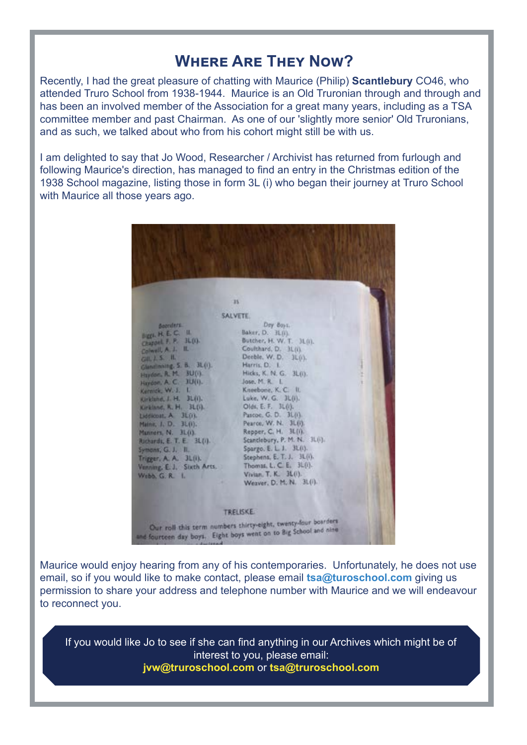# Where Are They Now?

Recently, I had the great pleasure of chatting with Maurice (Philip) **Scantlebury** CO46, who attended Truro School from 1938-1944. Maurice is an Old Truronian through and through and has been an involved member of the Association for a great many years, including as a TSA committee member and past Chairman. As one of our 'slightly more senior' Old Truronians, and as such, we talked about who from his cohort might still be with us.

I am delighted to say that Jo Wood, Researcher / Archivist has returned from furlough and following Maurice's direction, has managed to find an entry in the Christmas edition of the 1938 School magazine, listing those in form 3L (i) who began their journey at Truro School with Maurice all those years ago.

SALVETE.

| Boarders. | Day Boys. |
|---|---|
| Biggs, H. E. C. II. | Baker, D. 3L(i). |
| Chappell, F. P. 3L(i). | Butcher, H. W. T. 3L(i). |
| Colwell, A. J. III. | Coulthard, D. 3L(i). |
| Gill, J. S. II. | Deeble, W. D. 3L(i). |
| Glendinning, S. B. 3L(i). | Harris, D. I. |
| Haydon, R. M. 3U(i). | Hicks, K. N. G. 3L(i). |
| Haydon, A. C. 3U(i). | Jose, M. R. I. |
| Kernick, W. J. I. | Kneebone, K. C. II. |
| Kirkland, J. H. 3L(i). | Luke, W. G. 3L(i). |
| Kirkland, R. H. 3L(i). | Olds, E. F. 3L(i). |
| Liddicoat, A. 3L(i). | Pascoe, G. D. 3L(i). |
| Maine, J. D. 3L(i). | Pearce, W. N. 3L(i). |
| Manners, N. 3L(i). | Repper, C. H. 3L(i). |
| Richards, E. T. E. 3L(i). | Scantlebury, P. M. N. 3L(i). |
| Symons, G. J. II. | Spargo, E. L. J. 3L(i). |
| Trigger, A. A. 3L(i). | Stephens, E. T. J. 3L(i). |
| Venning, E. J. Sixth Arts. | Thomas, L. C. E. 3L(i). |
| Webb, G. R. I. | Vivian, T. K. 3L(i). |
| | Weaver, D. M. N. 3L(i). |

TRELISKE.

Our roll this term numbers thirty-eight, twenty-four boarders and fourteen day boys. Eight boys went on to Big School and nine

Maurice would enjoy hearing from any of his contemporaries. Unfortunately, he does not use email, so if you would like to make contact, please email **tsa@turoschool.com** giving us permission to share your address and telephone number with Maurice and we will endeavour to reconnect you.

If you would like Jo to see if she can find anything in our Archives which might be of interest to you, please email: **jvw@truroschool.com** or **tsa@truroschool.com**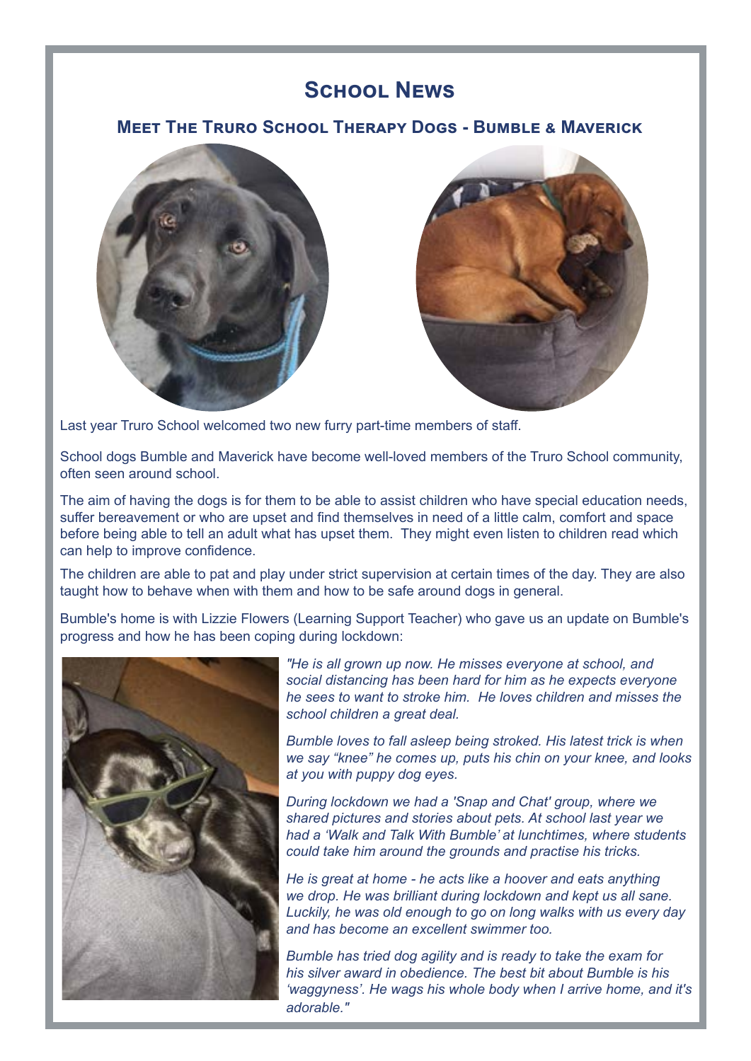# School News

## Meet The Truro School Therapy Dogs - Bumble & Maverick

Last year Truro School welcomed two new furry part-time members of staff.

School dogs Bumble and Maverick have become well-loved members of the Truro School community, often seen around school.

The aim of having the dogs is for them to be able to assist children who have special education needs, suffer bereavement or who are upset and find themselves in need of a little calm, comfort and space before being able to tell an adult what has upset them. They might even listen to children read which can help to improve confidence.

The children are able to pat and play under strict supervision at certain times of the day. They are also taught how to behave when with them and how to be safe around dogs in general.

Bumble's home is with Lizzie Flowers (Learning Support Teacher) who gave us an update on Bumble's progress and how he has been coping during lockdown:

*"He is all grown up now. He misses everyone at school, and social distancing has been hard for him as he expects everyone he sees to want to stroke him. He loves children and misses the school children a great deal.*

*Bumble loves to fall asleep being stroked. His latest trick is when we say "knee" he comes up, puts his chin on your knee, and looks at you with puppy dog eyes.*

*During lockdown we had a 'Snap and Chat' group, where we shared pictures and stories about pets. At school last year we had a 'Walk and Talk With Bumble' at lunchtimes, where students could take him around the grounds and practise his tricks.*

*He is great at home - he acts like a hoover and eats anything we drop. He was brilliant during lockdown and kept us all sane. Luckily, he was old enough to go on long walks with us every day and has become an excellent swimmer too.*

*Bumble has tried dog agility and is ready to take the exam for his silver award in obedience. The best bit about Bumble is his 'waggyness'. He wags his whole body when I arrive home, and it's adorable."*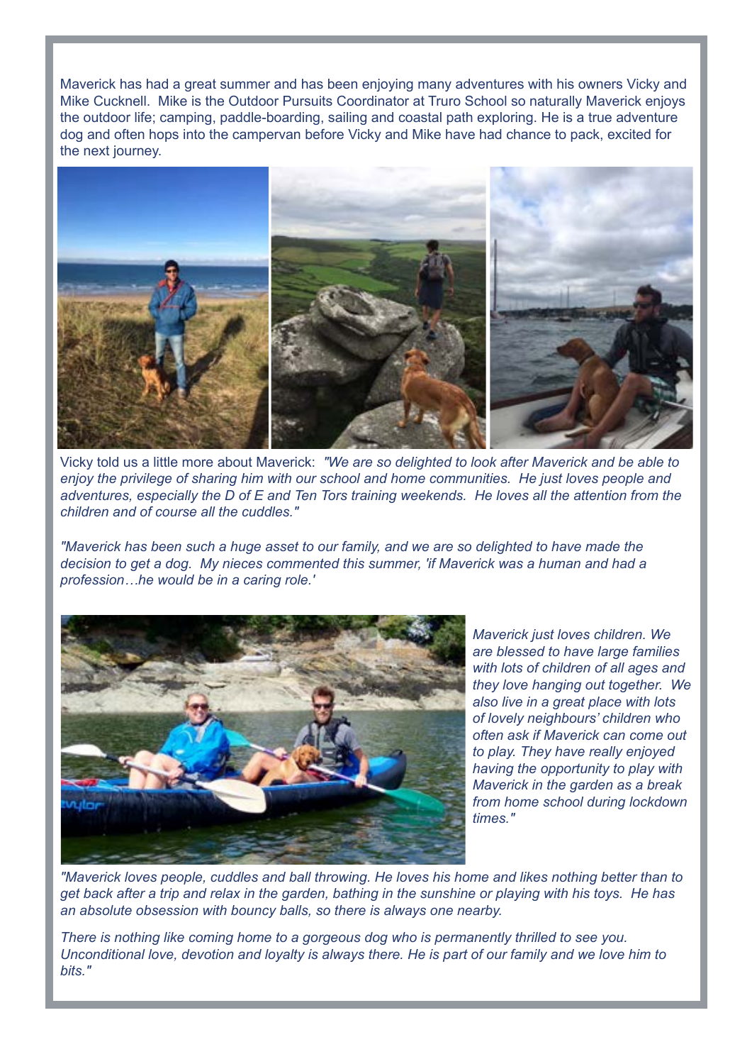Maverick has had a great summer and has been enjoying many adventures with his owners Vicky and Mike Cucknell. Mike is the Outdoor Pursuits Coordinator at Truro School so naturally Maverick enjoys the outdoor life; camping, paddle-boarding, sailing and coastal path exploring. He is a true adventure dog and often hops into the campervan before Vicky and Mike have had chance to pack, excited for the next journey.

Vicky told us a little more about Maverick: *"We are so delighted to look after Maverick and be able to enjoy the privilege of sharing him with our school and home communities. He just loves people and adventures, especially the D of E and Ten Tors training weekends. He loves all the attention from the children and of course all the cuddles."*

*"Maverick has been such a huge asset to our family, and we are so delighted to have made the decision to get a dog. My nieces commented this summer, 'if Maverick was a human and had a profession…he would be in a caring role.'*

*Maverick just loves children. We are blessed to have large families with lots of children of all ages and they love hanging out together. We also live in a great place with lots of lovely neighbours' children who often ask if Maverick can come out to play. They have really enjoyed having the opportunity to play with Maverick in the garden as a break from home school during lockdown times."*

*"Maverick loves people, cuddles and ball throwing. He loves his home and likes nothing better than to get back after a trip and relax in the garden, bathing in the sunshine or playing with his toys. He has an absolute obsession with bouncy balls, so there is always one nearby.*

*There is nothing like coming home to a gorgeous dog who is permanently thrilled to see you. Unconditional love, devotion and loyalty is always there. He is part of our family and we love him to bits."*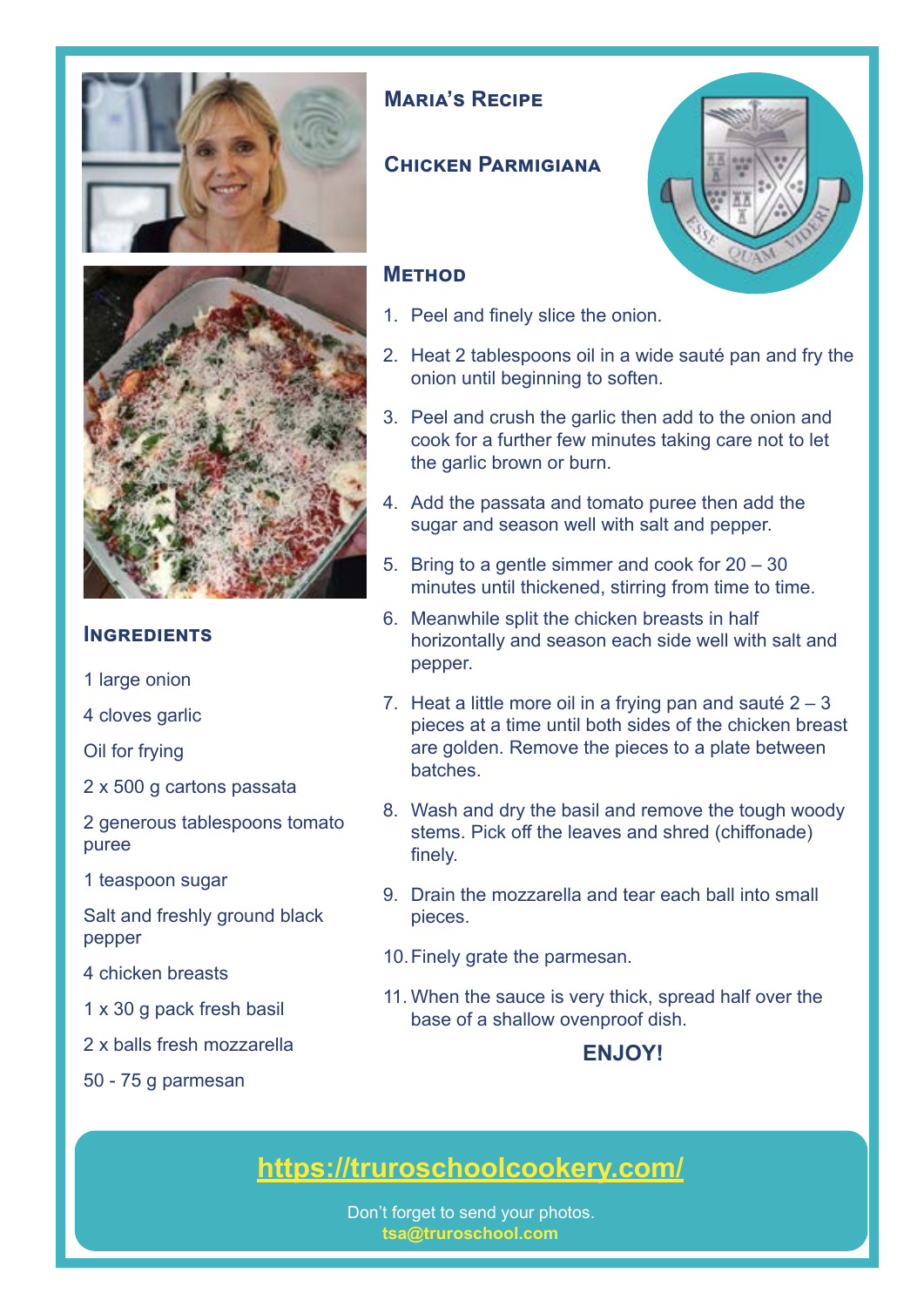## Maria's Recipe

### Chicken Parmigiana

### Ingredients

1 large onion

4 cloves garlic

Oil for frying

2 x 500 g cartons passata

2 generous tablespoons tomato puree

1 teaspoon sugar

Salt and freshly ground black pepper

4 chicken breasts

1 x 30 g pack fresh basil

2 x balls fresh mozzarella

50 - 75 g parmesan

### Method

1. Peel and finely slice the onion.
2. Heat 2 tablespoons oil in a wide sauté pan and fry the onion until beginning to soften.
3. Peel and crush the garlic then add to the onion and cook for a further few minutes taking care not to let the garlic brown or burn.
4. Add the passata and tomato puree then add the sugar and season well with salt and pepper.
5. Bring to a gentle simmer and cook for 20 – 30 minutes until thickened, stirring from time to time.
6. Meanwhile split the chicken breasts in half horizontally and season each side well with salt and pepper.
7. Heat a little more oil in a frying pan and sauté 2 – 3 pieces at a time until both sides of the chicken breast are golden. Remove the pieces to a plate between batches.
8. Wash and dry the basil and remove the tough woody stems. Pick off the leaves and shred (chiffonade) finely.
9. Drain the mozzarella and tear each ball into small pieces.
10. Finely grate the parmesan.
11. When the sauce is very thick, spread half over the base of a shallow ovenproof dish.

**ENJOY!**

**https://truroschoolcookery.com/**

Don't forget to send your photos.
**tsa@truroschool.com**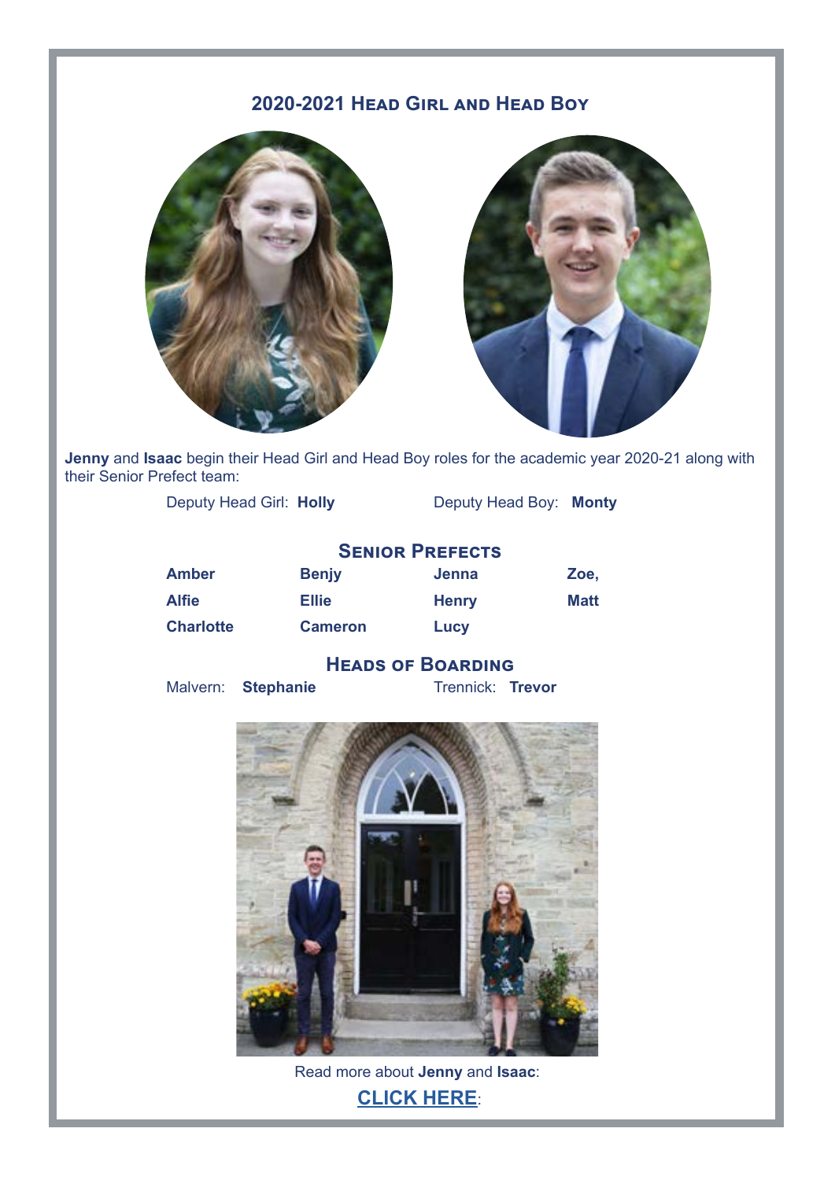## 2020-2021 Head Girl and Head Boy

**Jenny** and **Isaac** begin their Head Girl and Head Boy roles for the academic year 2020-21 along with their Senior Prefect team:

Deputy Head Girl: **Holly** Deputy Head Boy: **Monty**

### Senior Prefects

| | | | |
|---|---|---|---|
| **Amber** | **Benjy** | **Jenna** | **Zoe,** |
| **Alfie** | **Ellie** | **Henry** | **Matt** |
| **Charlotte** | **Cameron** | **Lucy** | |

### Heads of Boarding

Malvern: **Stephanie** Trennick: **Trevor**

Read more about **Jenny** and **Isaac**:

**CLICK HERE**: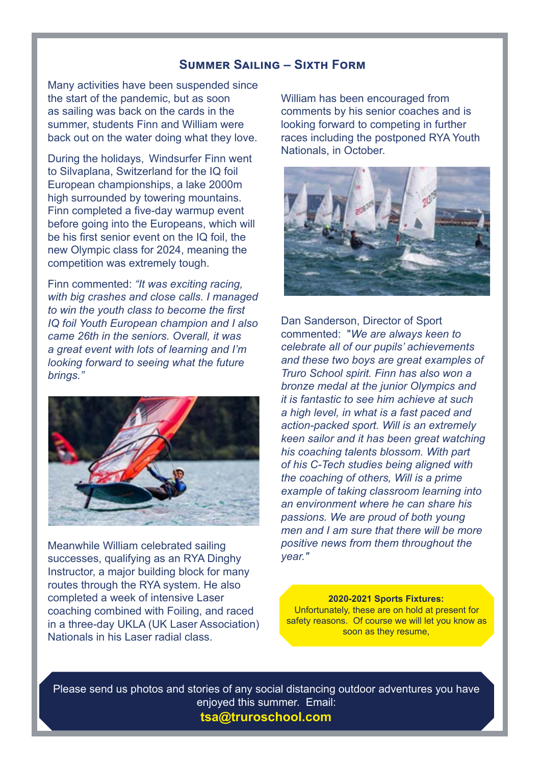## Summer Sailing – Sixth Form

Many activities have been suspended since the start of the pandemic, but as soon as sailing was back on the cards in the summer, students Finn and William were back out on the water doing what they love.

During the holidays, Windsurfer Finn went to Silvaplana, Switzerland for the IQ foil European championships, a lake 2000m high surrounded by towering mountains. Finn completed a five-day warmup event before going into the Europeans, which will be his first senior event on the IQ foil, the new Olympic class for 2024, meaning the competition was extremely tough.

Finn commented: *"It was exciting racing, with big crashes and close calls. I managed to win the youth class to become the first IQ foil Youth European champion and I also came 26th in the seniors. Overall, it was a great event with lots of learning and I'm looking forward to seeing what the future brings."*

Meanwhile William celebrated sailing successes, qualifying as an RYA Dinghy Instructor, a major building block for many routes through the RYA system. He also completed a week of intensive Laser coaching combined with Foiling, and raced in a three-day UKLA (UK Laser Association) Nationals in his Laser radial class.

William has been encouraged from comments by his senior coaches and is looking forward to competing in further races including the postponed RYA Youth Nationals, in October.

Dan Sanderson, Director of Sport commented: "*We are always keen to celebrate all of our pupils' achievements and these two boys are great examples of Truro School spirit. Finn has also won a bronze medal at the junior Olympics and it is fantastic to see him achieve at such a high level, in what is a fast paced and action-packed sport. Will is an extremely keen sailor and it has been great watching his coaching talents blossom. With part of his C-Tech studies being aligned with the coaching of others, Will is a prime example of taking classroom learning into an environment where he can share his passions. We are proud of both young men and I am sure that there will be more positive news from them throughout the year.*"

**2020-2021 Sports Fixtures:**
Unfortunately, these are on hold at present for safety reasons. Of course we will let you know as soon as they resume,

Please send us photos and stories of any social distancing outdoor adventures you have enjoyed this summer. Email:
**tsa@truroschool.com**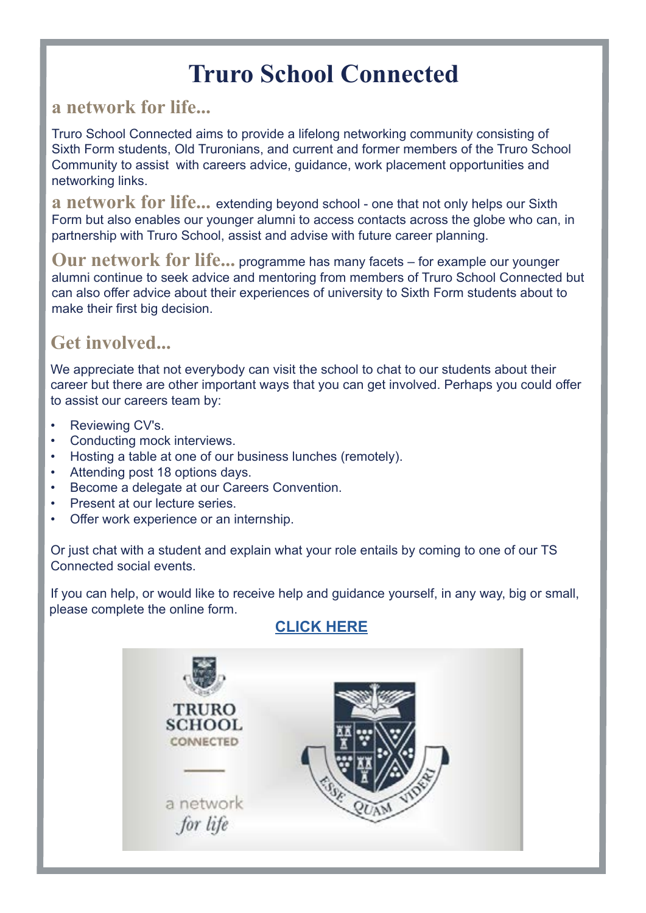# Truro School Connected

## a network for life...

Truro School Connected aims to provide a lifelong networking community consisting of Sixth Form students, Old Truronians, and current and former members of the Truro School Community to assist with careers advice, guidance, work placement opportunities and networking links.

**a network for life...** extending beyond school - one that not only helps our Sixth Form but also enables our younger alumni to access contacts across the globe who can, in partnership with Truro School, assist and advise with future career planning.

**Our network for life...** programme has many facets – for example our younger alumni continue to seek advice and mentoring from members of Truro School Connected but can also offer advice about their experiences of university to Sixth Form students about to make their first big decision.

## Get involved...

We appreciate that not everybody can visit the school to chat to our students about their career but there are other important ways that you can get involved. Perhaps you could offer to assist our careers team by:

- Reviewing CV's.
- Conducting mock interviews.
- Hosting a table at one of our business lunches (remotely).
- Attending post 18 options days.
- Become a delegate at our Careers Convention.
- Present at our lecture series.
- Offer work experience or an internship.

Or just chat with a student and explain what your role entails by coming to one of our TS Connected social events.

If you can help, or would like to receive help and guidance yourself, in any way, big or small, please complete the online form.

**CLICK HERE**

TRURO SCHOOL CONNECTED

a network *for life*

ESSE QUAM VIDERI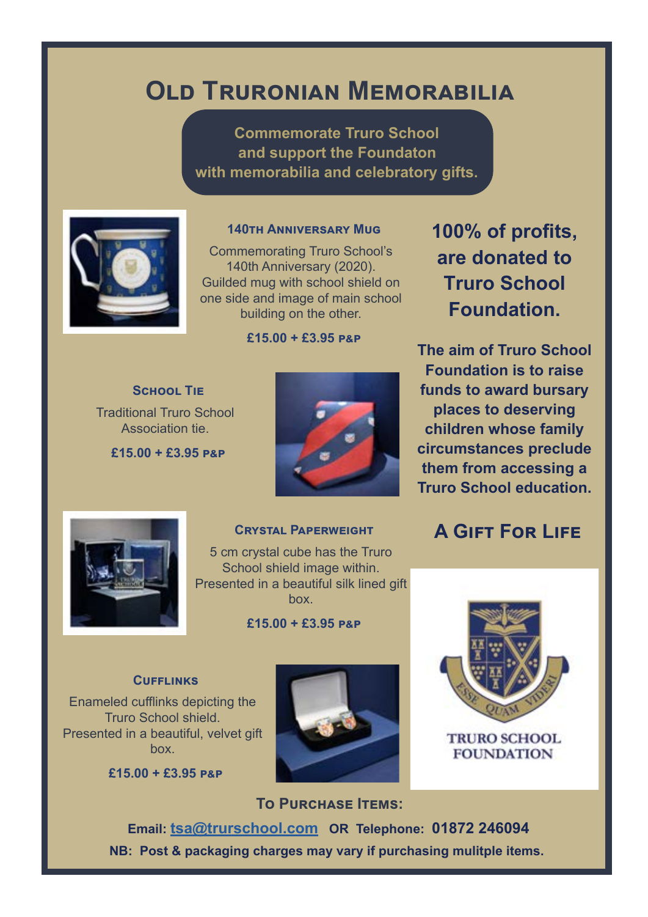# Old Truronian Memorabilia

**Commemorate Truro School and support the Foundaton with memorabilia and celebratory gifts.**

### 140th Anniversary Mug

Commemorating Truro School's 140th Anniversary (2020). Guilded mug with school shield on one side and image of main school building on the other.

**£15.00 + £3.95 P&P**

### School Tie

Traditional Truro School Association tie.

**£15.00 + £3.95 P&P**

### Crystal Paperweight

5 cm crystal cube has the Truro School shield image within. Presented in a beautiful silk lined gift box.

**£15.00 + £3.95 P&P**

### Cufflinks

Enameled cufflinks depicting the Truro School shield. Presented in a beautiful, velvet gift box.

**£15.00 + £3.95 P&P**

## 100% of profits, are donated to Truro School Foundation.

**The aim of Truro School Foundation is to raise funds to award bursary places to deserving children whose family circumstances preclude them from accessing a Truro School education.**

## A Gift For Life

ESSE QUAM VIDERI

TRURO SCHOOL FOUNDATION

### To Purchase Items:

**Email:** tsa@trurschool.com **OR Telephone: 01872 246094**

**NB: Post & packaging charges may vary if purchasing mulitple items.**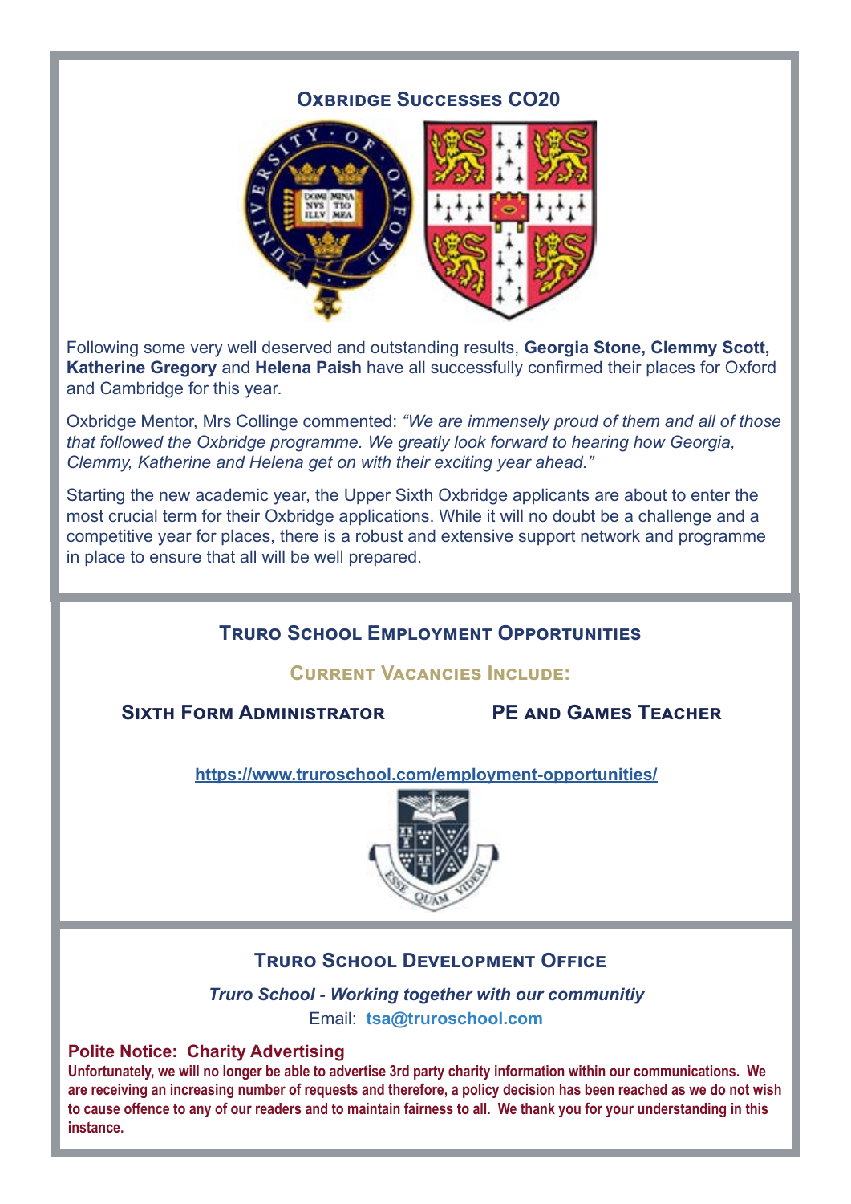## Oxbridge Successes CO20

Following some very well deserved and outstanding results, **Georgia Stone, Clemmy Scott, Katherine Gregory** and **Helena Paish** have all successfully confirmed their places for Oxford and Cambridge for this year.

Oxbridge Mentor, Mrs Collinge commented: *"We are immensely proud of them and all of those that followed the Oxbridge programme. We greatly look forward to hearing how Georgia, Clemmy, Katherine and Helena get on with their exciting year ahead."*

Starting the new academic year, the Upper Sixth Oxbridge applicants are about to enter the most crucial term for their Oxbridge applications. While it will no doubt be a challenge and a competitive year for places, there is a robust and extensive support network and programme in place to ensure that all will be well prepared.

## Truro School Employment Opportunities

### Current Vacancies Include:

**Sixth Form Administrator**

**PE and Games Teacher**

https://www.truroschool.com/employment-opportunities/

## Truro School Development Office

***Truro School - Working together with our communitiy***

Email: **tsa@truroschool.com**

**Polite Notice: Charity Advertising**

**Unfortunately, we will no longer be able to advertise 3rd party charity information within our communications. We are receiving an increasing number of requests and therefore, a policy decision has been reached as we do not wish to cause offence to any of our readers and to maintain fairness to all. We thank you for your understanding in this instance.**